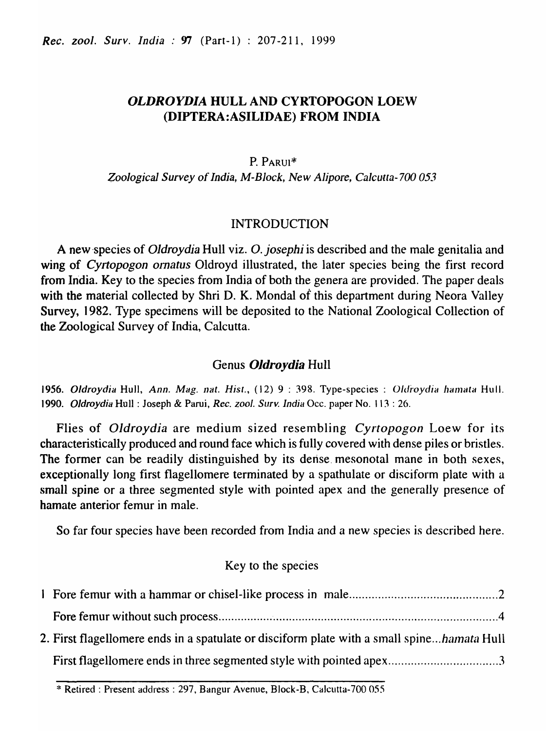# *OLDROYDIA* HULL AND CYRTOPOGON LOEW (DIPTERA:ASILIDAE) FROM INDIA

P. PARUI*

*Zoological Survey of India, M-Block, New Alipore, Calcutta-700 053*

## INTRODUCTION

A new species of *Oldroydia* Hull viz. *O. josephi* is described and the male genitalia and wing of *Cyrtopogon ornatus* Oldroyd illustrated, the later species being the first record from India. Key to the species from India of both the genera are provided. The paper deals with the material collected by Shri D. K. Mondal of this department during Neora Valley Survey, 1982. Type specimens will be deposited to the National Zoological Collection of the Zoological Survey of India, Calcutta.

## Genus *Oldroydia* Hull

1956. *Oldroydia* Hull, *Ann. Mag. nat. Hist.*, (12) 9 : 398. Type-species : *Oldroydia hamata* Hull.
1990. *Oldroydia* Hull : Joseph & Parui, *Rec. zool. Surv. India* Occ. paper No. 113 : 26.

Flies of *Oldroydia* are medium sized resembling *Cyrtopogon* Loew for its characteristically produced and round face which is fully covered with dense piles or bristles. The former can be readily distinguished by its dense mesonotal mane in both sexes, exceptionally long first flagellomere terminated by a spathulate or disciform plate with a small spine or a three segmented style with pointed apex and the generally presence of hamate anterior femur in male.

So far four species have been recorded from India and a new species is described here.

### Key to the species

1 Fore femur with a hammar or chisel-like process in male ............................................. 2

Fore femur without such process ........................................................................................ 4

2. First flagellomere ends in a spatulate or disciform plate with a small spine... *hamata* Hull

First flagellomere ends in three segmented style with pointed apex .................................. 3

\* Retired : Present address : 297, Bangur Avenue, Block-B, Calcutta-700 055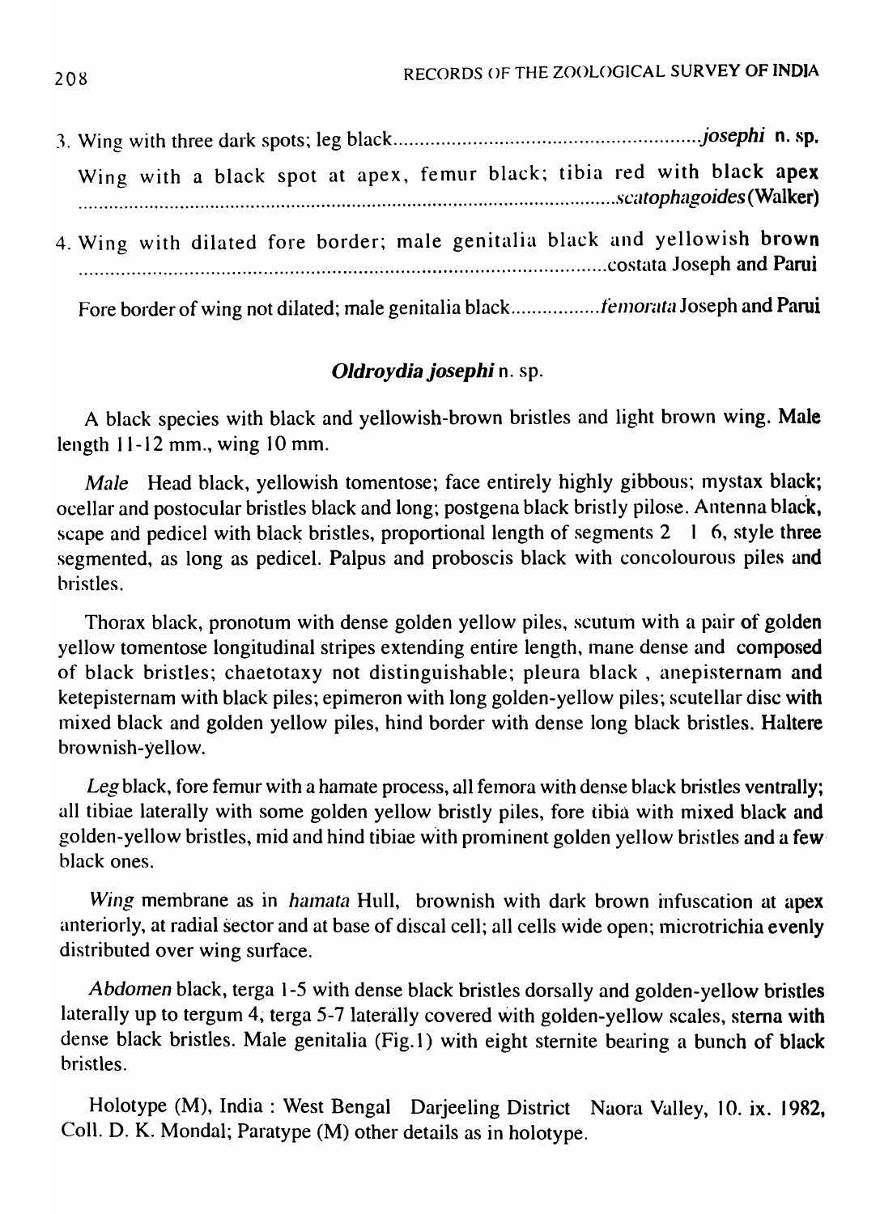3. Wing with three dark spots; leg black........................................................... *josephi* **n. sp.**

   Wing with a black spot at apex, femur black; tibia red with black apex ................................................................................................................ *scatophagoides* (Walker)

4. Wing with dilated fore border; male genitalia black and yellowish brown ................................................................................................. costata Joseph and Parui

   Fore border of wing not dilated; male genitalia black................. *femorata* Joseph and Parui

### *Oldroydia josephi* n. sp.

A black species with black and yellowish-brown bristles and light brown wing. Male length 11-12 mm., wing 10 mm.

*Male* Head black, yellowish tomentose; face entirely highly gibbous; mystax black; ocellar and postocular bristles black and long; postgena black bristly pilose. Antenna black, scape and pedicel with black bristles, proportional length of segments 2 1 6, style three segmented, as long as pedicel. Palpus and proboscis black with concolourous piles and bristles.

Thorax black, pronotum with dense golden yellow piles, scutum with a pair of golden yellow tomentose longitudinal stripes extending entire length, mane dense and composed of black bristles; chaetotaxy not distinguishable; pleura black , anepisternam and ketepisternam with black piles; epimeron with long golden-yellow piles; scutellar disc with mixed black and golden yellow piles, hind border with dense long black bristles. Haltere brownish-yellow.

*Leg* black, fore femur with a hamate process, all femora with dense black bristles ventrally; all tibiae laterally with some golden yellow bristly piles, fore tibia with mixed black and golden-yellow bristles, mid and hind tibiae with prominent golden yellow bristles and a few black ones.

*Wing* membrane as in *hamata* Hull, brownish with dark brown infuscation at apex anteriorly, at radial sector and at base of discal cell; all cells wide open; microtrichia evenly distributed over wing surface.

*Abdomen* black, terga 1-5 with dense black bristles dorsally and golden-yellow bristles laterally up to tergum 4, terga 5-7 laterally covered with golden-yellow scales, sterna with dense black bristles. Male genitalia (Fig.1) with eight sternite bearing a bunch of black bristles.

Holotype (M), India : West Bengal Darjeeling District Naora Valley, 10. ix. 1982, Coll. D. K. Mondal; Paratype (M) other details as in holotype.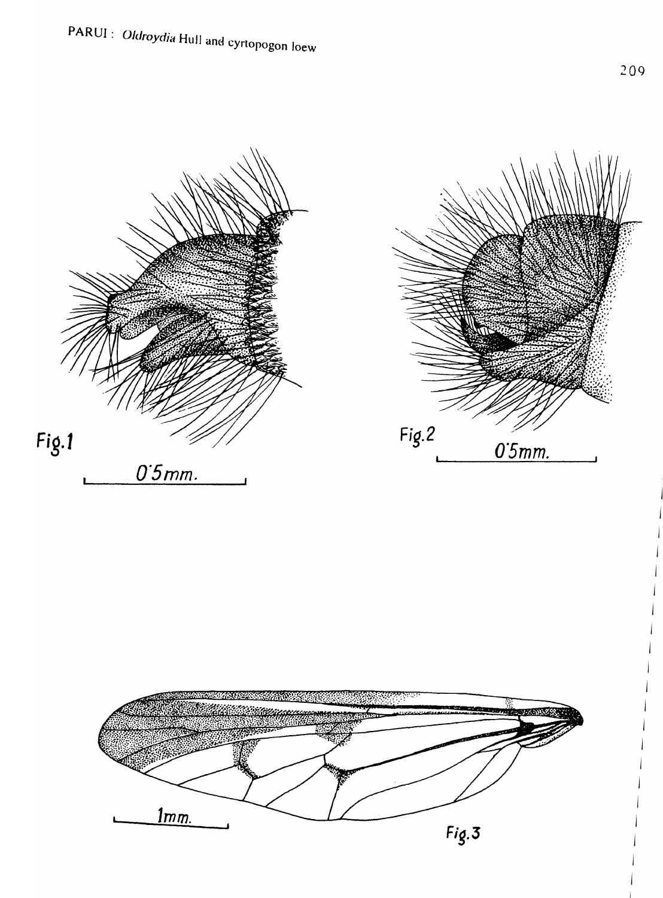Fig.1

0·5mm.

Fig.2

0·5mm.

1mm.

Fig.3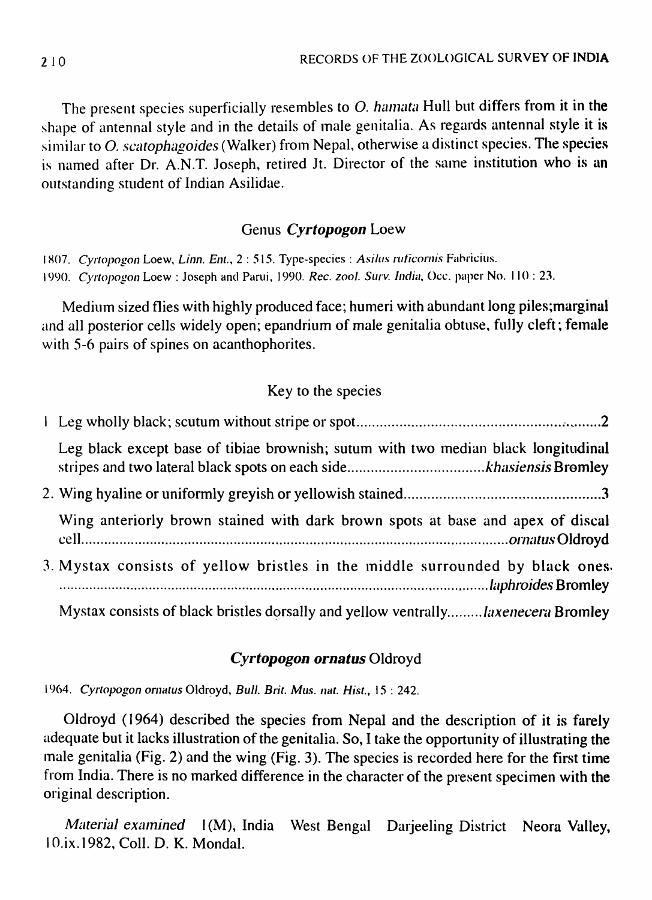The present species superficially resembles to *O. hamata* Hull but differs from it in the shape of antennal style and in the details of male genitalia. As regards antennal style it is similar to *O. scatophagoides* (Walker) from Nepal, otherwise a distinct species. The species is named after Dr. A.N.T. Joseph, retired Jt. Director of the same institution who is an outstanding student of Indian Asilidae.

## Genus *Cyrtopogon* Loew

1807. *Cyrtopogon* Loew, *Linn. Ent.*, 2 : 515. Type-species : *Asilus ruficornis* Fabricius.
1990. *Cyrtopogon* Loew : Joseph and Parui, 1990. *Rec. zool. Surv. India*, Occ. paper No. 110 : 23.

Medium sized flies with highly produced face; humeri with abundant long piles;marginal and all posterior cells widely open; epandrium of male genitalia obtuse, fully cleft; female with 5-6 pairs of spines on acanthophorites.

### Key to the species

1 Leg wholly black; scutum without stripe or spot........................................................2

Leg black except base of tibiae brownish; sutum with two median black longitudinal stripes and two lateral black spots on each side...................................*khasiensis* Bromley

2. Wing hyaline or uniformly greyish or yellowish stained...................................................3

Wing anteriorly brown stained with dark brown spots at base and apex of discal cell.................................................................................................................*ornatus* Oldroyd

3. Mystax consists of yellow bristles in the middle surrounded by black ones. ..............................................................................................................*laphroides* Bromley

Mystax consists of black bristles dorsally and yellow ventrally.........*laxenecera* Bromley

### *Cyrtopogon ornatus* Oldroyd

1964. *Cyrtopogon ornatus* Oldroyd, *Bull. Brit. Mus. nat. Hist.*, 15 : 242.

Oldroyd (1964) described the species from Nepal and the description of it is farely adequate but it lacks illustration of the genitalia. So, I take the opportunity of illustrating the male genitalia (Fig. 2) and the wing (Fig. 3). The species is recorded here for the first time from India. There is no marked difference in the character of the present specimen with the original description.

*Material examined* 1(M), India West Bengal Darjeeling District Neora Valley, 10.ix.1982, Coll. D. K. Mondal.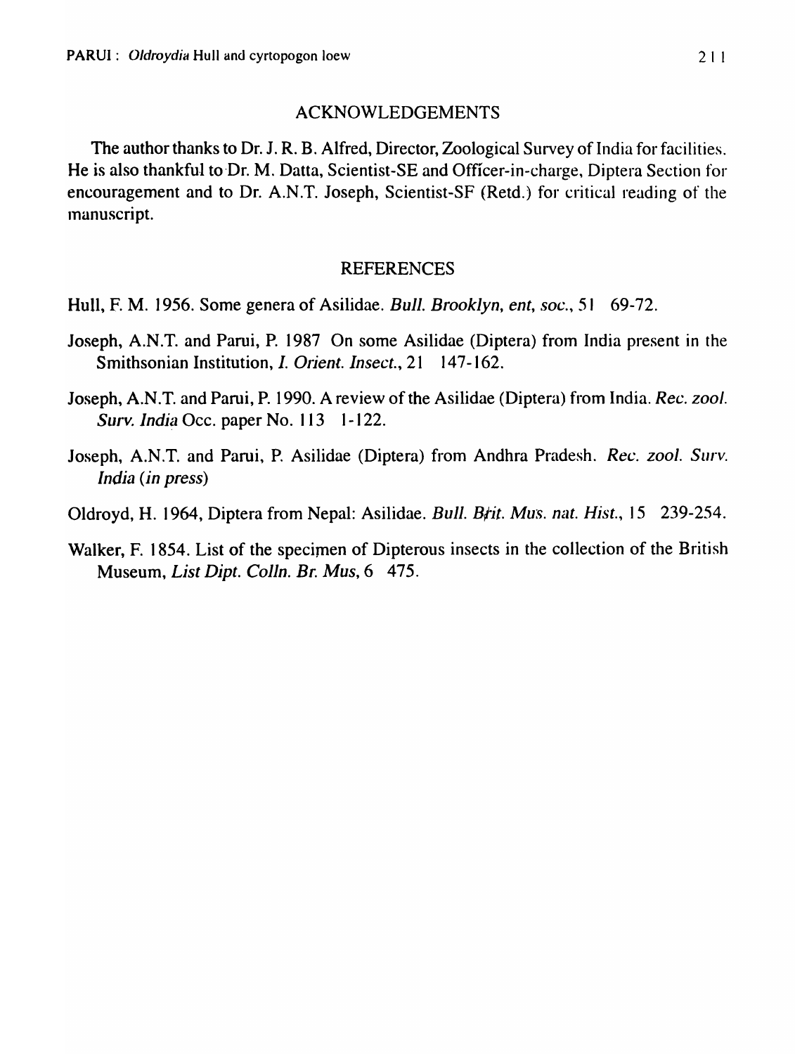## ACKNOWLEDGEMENTS

The author thanks to Dr. J. R. B. Alfred, Director, Zoological Survey of India for facilities. He is also thankful to Dr. M. Datta, Scientist-SE and Officer-in-charge, Diptera Section for encouragement and to Dr. A.N.T. Joseph, Scientist-SF (Retd.) for critical reading of the manuscript.

## REFERENCES

Hull, F. M. 1956. Some genera of Asilidae. *Bull. Brooklyn, ent, soc.*, 51 69-72.

Joseph, A.N.T. and Parui, P. 1987 On some Asilidae (Diptera) from India present in the Smithsonian Institution, *I. Orient. Insect.*, 21 147-162.

Joseph, A.N.T. and Parui, P. 1990. A review of the Asilidae (Diptera) from India. *Rec. zool. Surv. India* Occ. paper No. 113 1-122.

Joseph, A.N.T. and Parui, P. Asilidae (Diptera) from Andhra Pradesh. *Rec. zool. Surv. India (in press)*

Oldroyd, H. 1964, Diptera from Nepal: Asilidae. *Bull. Brit. Mus. nat. Hist.*, 15 239-254.

Walker, F. 1854. List of the specimen of Dipterous insects in the collection of the British Museum, *List Dipt. Colln. Br. Mus*, 6 475.